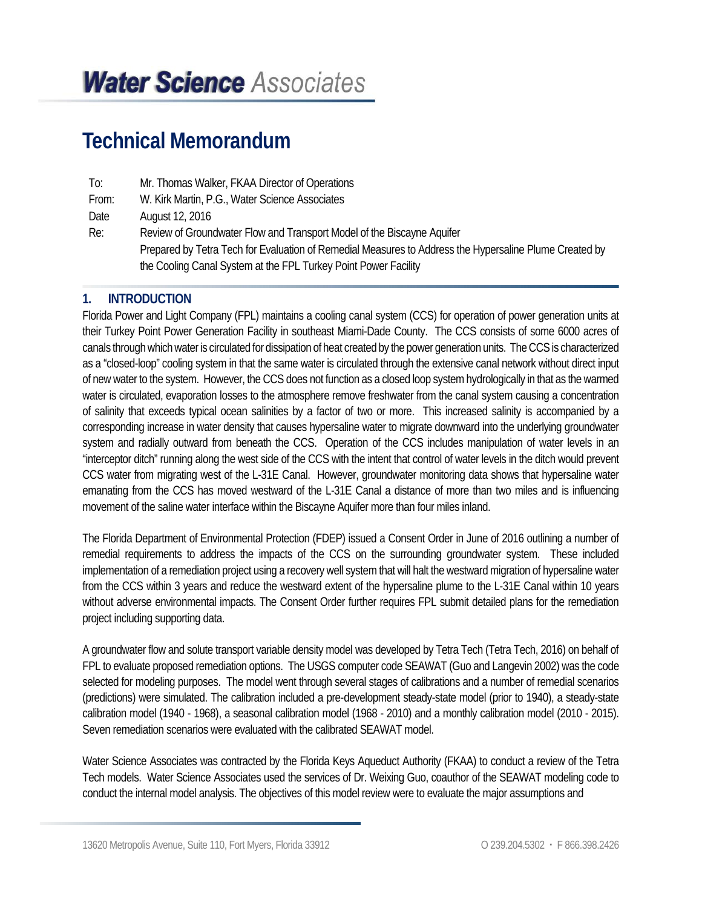**Water Science** *Associates*

# Technical Memorandum

| | |
|---|---|
| To: | Mr. Thomas Walker, FKAA Director of Operations |
| From: | W. Kirk Martin, P.G., Water Science Associates |
| Date | August 12, 2016 |
| Re: | Review of Groundwater Flow and Transport Model of the Biscayne Aquifer Prepared by Tetra Tech for Evaluation of Remedial Measures to Address the Hypersaline Plume Created by the Cooling Canal System at the FPL Turkey Point Power Facility |

## 1. INTRODUCTION

Florida Power and Light Company (FPL) maintains a cooling canal system (CCS) for operation of power generation units at their Turkey Point Power Generation Facility in southeast Miami-Dade County. The CCS consists of some 6000 acres of canals through which water is circulated for dissipation of heat created by the power generation units. The CCS is characterized as a "closed-loop" cooling system in that the same water is circulated through the extensive canal network without direct input of new water to the system. However, the CCS does not function as a closed loop system hydrologically in that as the warmed water is circulated, evaporation losses to the atmosphere remove freshwater from the canal system causing a concentration of salinity that exceeds typical ocean salinities by a factor of two or more. This increased salinity is accompanied by a corresponding increase in water density that causes hypersaline water to migrate downward into the underlying groundwater system and radially outward from beneath the CCS. Operation of the CCS includes manipulation of water levels in an "interceptor ditch" running along the west side of the CCS with the intent that control of water levels in the ditch would prevent CCS water from migrating west of the L-31E Canal. However, groundwater monitoring data shows that hypersaline water emanating from the CCS has moved westward of the L-31E Canal a distance of more than two miles and is influencing movement of the saline water interface within the Biscayne Aquifer more than four miles inland.

The Florida Department of Environmental Protection (FDEP) issued a Consent Order in June of 2016 outlining a number of remedial requirements to address the impacts of the CCS on the surrounding groundwater system. These included implementation of a remediation project using a recovery well system that will halt the westward migration of hypersaline water from the CCS within 3 years and reduce the westward extent of the hypersaline plume to the L-31E Canal within 10 years without adverse environmental impacts. The Consent Order further requires FPL submit detailed plans for the remediation project including supporting data.

A groundwater flow and solute transport variable density model was developed by Tetra Tech (Tetra Tech, 2016) on behalf of FPL to evaluate proposed remediation options. The USGS computer code SEAWAT (Guo and Langevin 2002) was the code selected for modeling purposes. The model went through several stages of calibrations and a number of remedial scenarios (predictions) were simulated. The calibration included a pre-development steady-state model (prior to 1940), a steady-state calibration model (1940 - 1968), a seasonal calibration model (1968 - 2010) and a monthly calibration model (2010 - 2015). Seven remediation scenarios were evaluated with the calibrated SEAWAT model.

Water Science Associates was contracted by the Florida Keys Aqueduct Authority (FKAA) to conduct a review of the Tetra Tech models. Water Science Associates used the services of Dr. Weixing Guo, coauthor of the SEAWAT modeling code to conduct the internal model analysis. The objectives of this model review were to evaluate the major assumptions and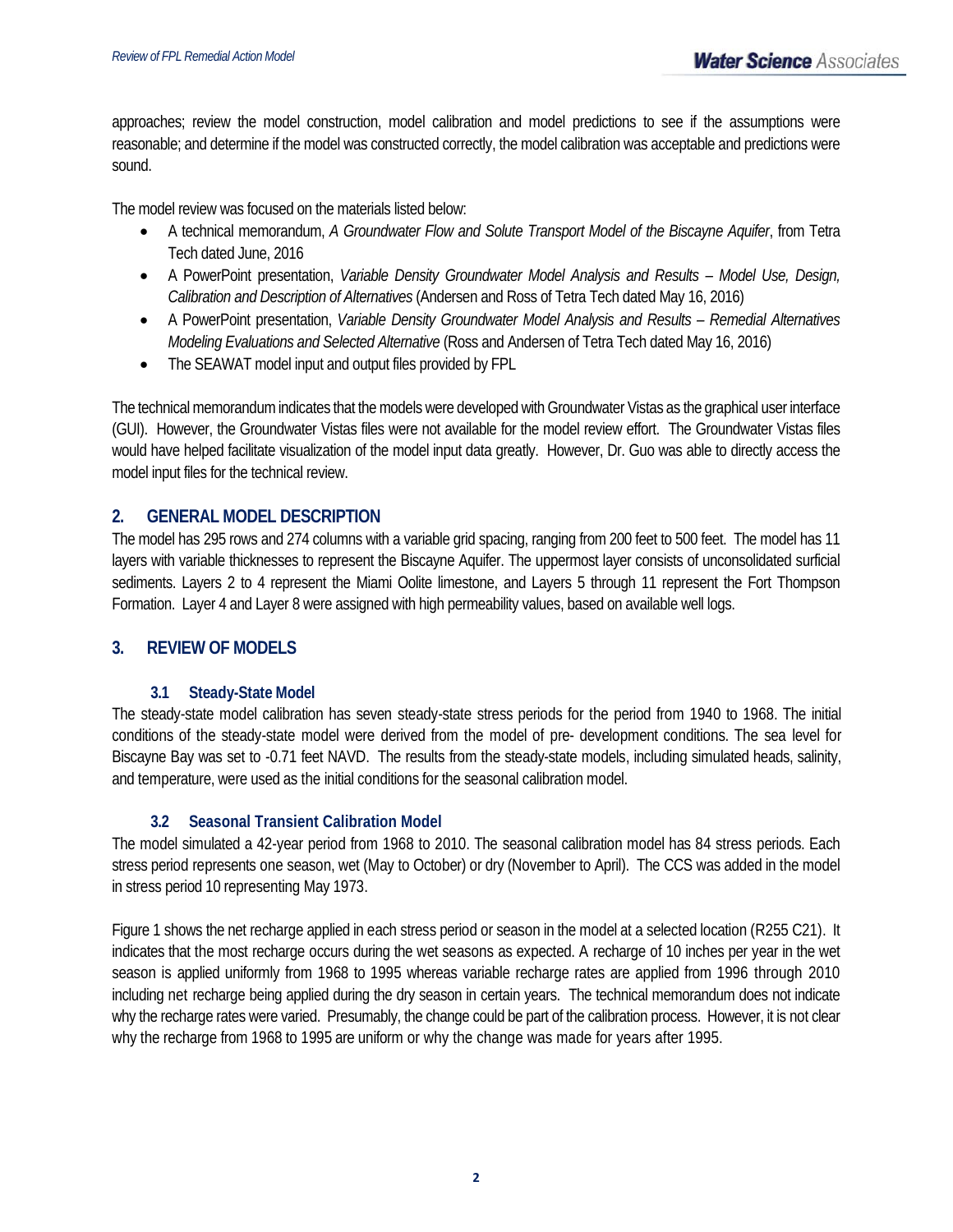approaches; review the model construction, model calibration and model predictions to see if the assumptions were reasonable; and determine if the model was constructed correctly, the model calibration was acceptable and predictions were sound.

The model review was focused on the materials listed below:

- A technical memorandum, *A Groundwater Flow and Solute Transport Model of the Biscayne Aquifer*, from Tetra Tech dated June, 2016
- A PowerPoint presentation, *Variable Density Groundwater Model Analysis and Results – Model Use, Design, Calibration and Description of Alternatives* (Andersen and Ross of Tetra Tech dated May 16, 2016)
- A PowerPoint presentation, *Variable Density Groundwater Model Analysis and Results – Remedial Alternatives Modeling Evaluations and Selected Alternative* (Ross and Andersen of Tetra Tech dated May 16, 2016)
- The SEAWAT model input and output files provided by FPL

The technical memorandum indicates that the models were developed with Groundwater Vistas as the graphical user interface (GUI). However, the Groundwater Vistas files were not available for the model review effort. The Groundwater Vistas files would have helped facilitate visualization of the model input data greatly. However, Dr. Guo was able to directly access the model input files for the technical review.

## 2. GENERAL MODEL DESCRIPTION

The model has 295 rows and 274 columns with a variable grid spacing, ranging from 200 feet to 500 feet. The model has 11 layers with variable thicknesses to represent the Biscayne Aquifer. The uppermost layer consists of unconsolidated surficial sediments. Layers 2 to 4 represent the Miami Oolite limestone, and Layers 5 through 11 represent the Fort Thompson Formation. Layer 4 and Layer 8 were assigned with high permeability values, based on available well logs.

## 3. REVIEW OF MODELS

### 3.1 Steady-State Model

The steady-state model calibration has seven steady-state stress periods for the period from 1940 to 1968. The initial conditions of the steady-state model were derived from the model of pre- development conditions. The sea level for Biscayne Bay was set to -0.71 feet NAVD. The results from the steady-state models, including simulated heads, salinity, and temperature, were used as the initial conditions for the seasonal calibration model.

### 3.2 Seasonal Transient Calibration Model

The model simulated a 42-year period from 1968 to 2010. The seasonal calibration model has 84 stress periods. Each stress period represents one season, wet (May to October) or dry (November to April). The CCS was added in the model in stress period 10 representing May 1973.

Figure 1 shows the net recharge applied in each stress period or season in the model at a selected location (R255 C21). It indicates that the most recharge occurs during the wet seasons as expected. A recharge of 10 inches per year in the wet season is applied uniformly from 1968 to 1995 whereas variable recharge rates are applied from 1996 through 2010 including net recharge being applied during the dry season in certain years. The technical memorandum does not indicate why the recharge rates were varied. Presumably, the change could be part of the calibration process. However, it is not clear why the recharge from 1968 to 1995 are uniform or why the change was made for years after 1995.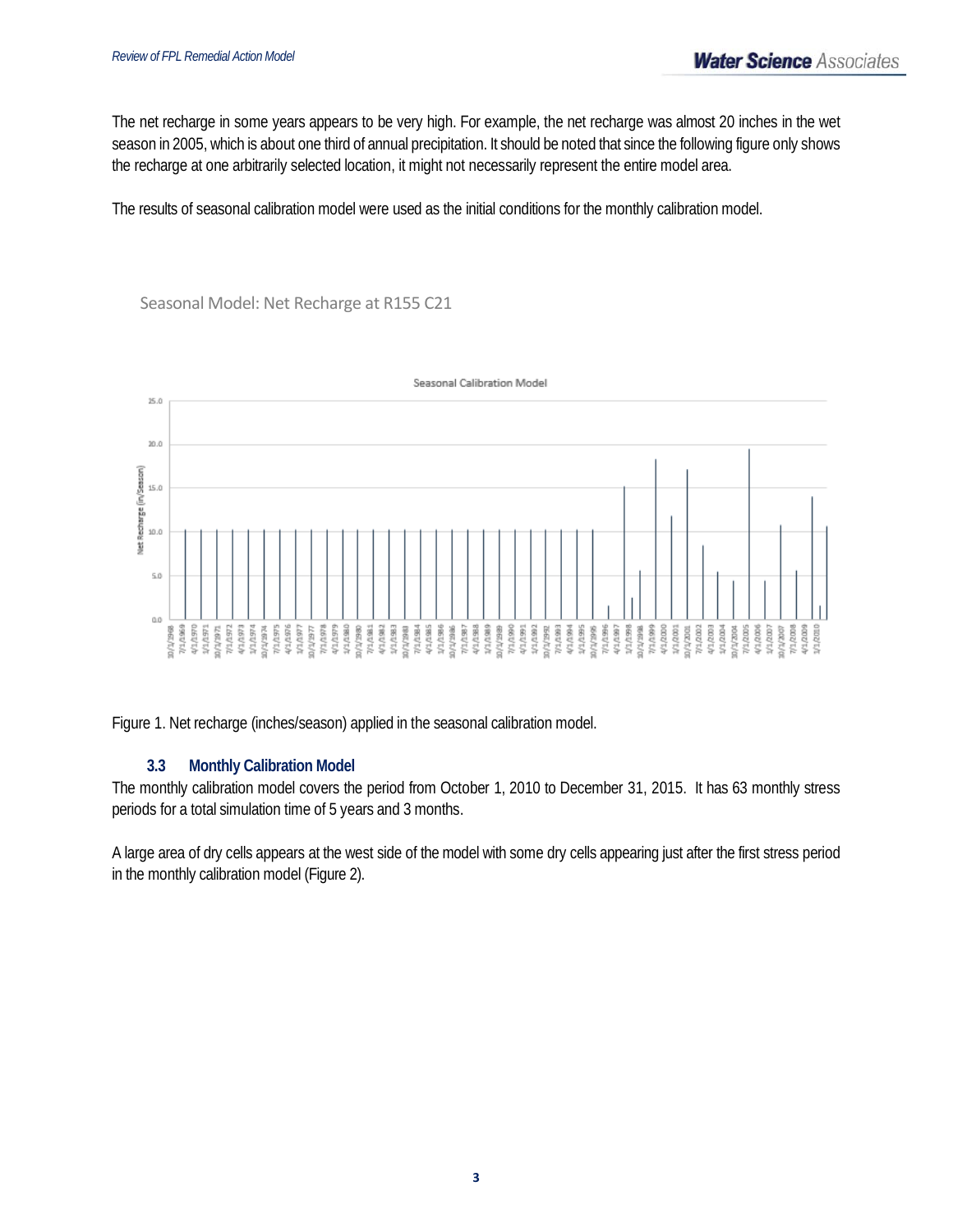The net recharge in some years appears to be very high. For example, the net recharge was almost 20 inches in the wet season in 2005, which is about one third of annual precipitation. It should be noted that since the following figure only shows the recharge at one arbitrarily selected location, it might not necessarily represent the entire model area.

The results of seasonal calibration model were used as the initial conditions for the monthly calibration model.

Seasonal Model: Net Recharge at R155 C21

Figure 1. Net recharge (inches/season) applied in the seasonal calibration model.

### 3.3 Monthly Calibration Model

The monthly calibration model covers the period from October 1, 2010 to December 31, 2015. It has 63 monthly stress periods for a total simulation time of 5 years and 3 months.

A large area of dry cells appears at the west side of the model with some dry cells appearing just after the first stress period in the monthly calibration model (Figure 2).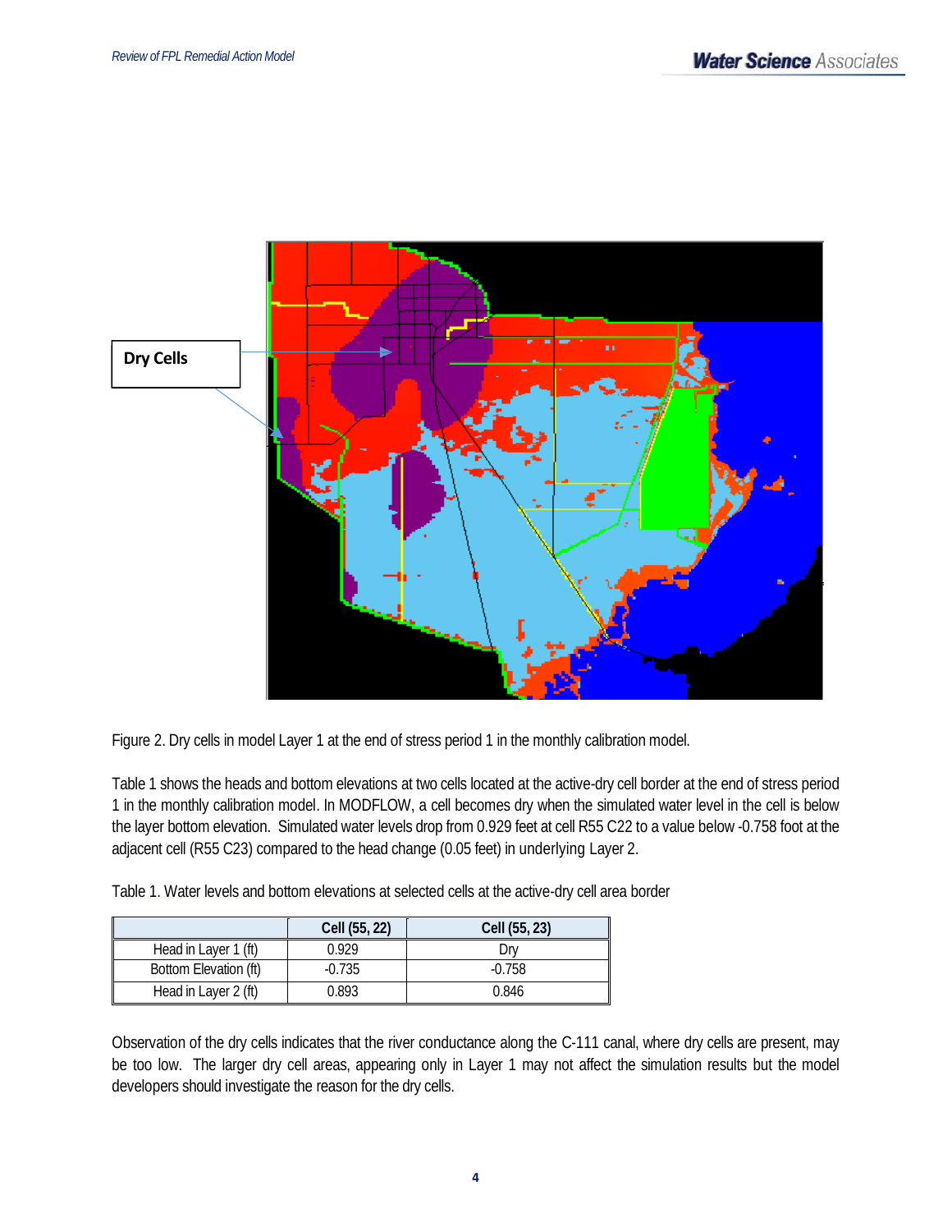Figure 2. Dry cells in model Layer 1 at the end of stress period 1 in the monthly calibration model.

Table 1 shows the heads and bottom elevations at two cells located at the active-dry cell border at the end of stress period 1 in the monthly calibration model. In MODFLOW, a cell becomes dry when the simulated water level in the cell is below the layer bottom elevation. Simulated water levels drop from 0.929 feet at cell R55 C22 to a value below -0.758 foot at the adjacent cell (R55 C23) compared to the head change (0.05 feet) in underlying Layer 2.

Table 1. Water levels and bottom elevations at selected cells at the active-dry cell area border

| | Cell (55, 22) | Cell (55, 23) |
|---|---|---|
| Head in Layer 1 (ft) | 0.929 | Dry |
| Bottom Elevation (ft) | -0.735 | -0.758 |
| Head in Layer 2 (ft) | 0.893 | 0.846 |

Observation of the dry cells indicates that the river conductance along the C-111 canal, where dry cells are present, may be too low. The larger dry cell areas, appearing only in Layer 1 may not affect the simulation results but the model developers should investigate the reason for the dry cells.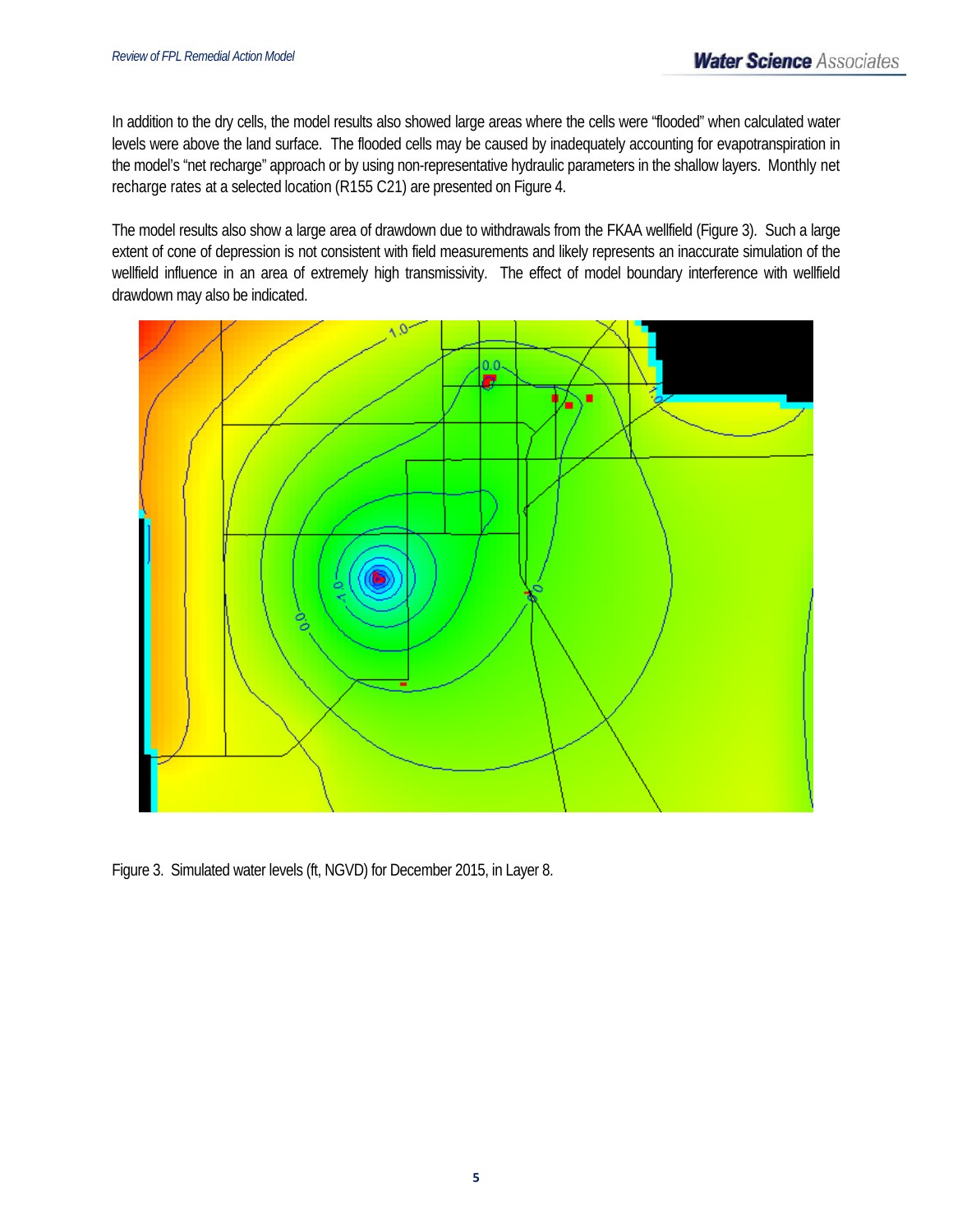In addition to the dry cells, the model results also showed large areas where the cells were "flooded" when calculated water levels were above the land surface. The flooded cells may be caused by inadequately accounting for evapotranspiration in the model's "net recharge" approach or by using non-representative hydraulic parameters in the shallow layers. Monthly net recharge rates at a selected location (R155 C21) are presented on Figure 4.

The model results also show a large area of drawdown due to withdrawals from the FKAA wellfield (Figure 3). Such a large extent of cone of depression is not consistent with field measurements and likely represents an inaccurate simulation of the wellfield influence in an area of extremely high transmissivity. The effect of model boundary interference with wellfield drawdown may also be indicated.

Figure 3. Simulated water levels (ft, NGVD) for December 2015, in Layer 8.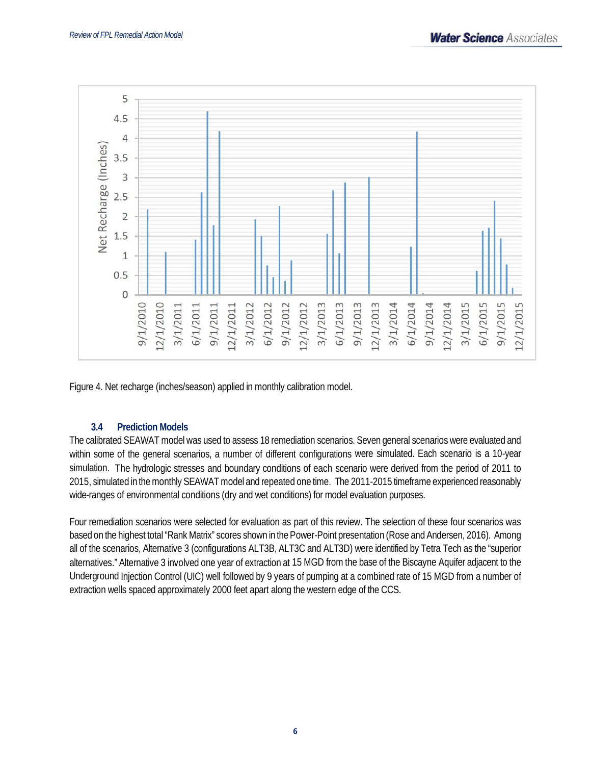Figure 4. Net recharge (inches/season) applied in monthly calibration model.

### 3.4 Prediction Models

The calibrated SEAWAT model was used to assess 18 remediation scenarios. Seven general scenarios were evaluated and within some of the general scenarios, a number of different configurations were simulated. Each scenario is a 10-year simulation. The hydrologic stresses and boundary conditions of each scenario were derived from the period of 2011 to 2015, simulated in the monthly SEAWAT model and repeated one time. The 2011-2015 timeframe experienced reasonably wide-ranges of environmental conditions (dry and wet conditions) for model evaluation purposes.

Four remediation scenarios were selected for evaluation as part of this review. The selection of these four scenarios was based on the highest total "Rank Matrix" scores shown in the Power-Point presentation (Rose and Andersen, 2016). Among all of the scenarios, Alternative 3 (configurations ALT3B, ALT3C and ALT3D) were identified by Tetra Tech as the "superior alternatives." Alternative 3 involved one year of extraction at 15 MGD from the base of the Biscayne Aquifer adjacent to the Underground Injection Control (UIC) well followed by 9 years of pumping at a combined rate of 15 MGD from a number of extraction wells spaced approximately 2000 feet apart along the western edge of the CCS.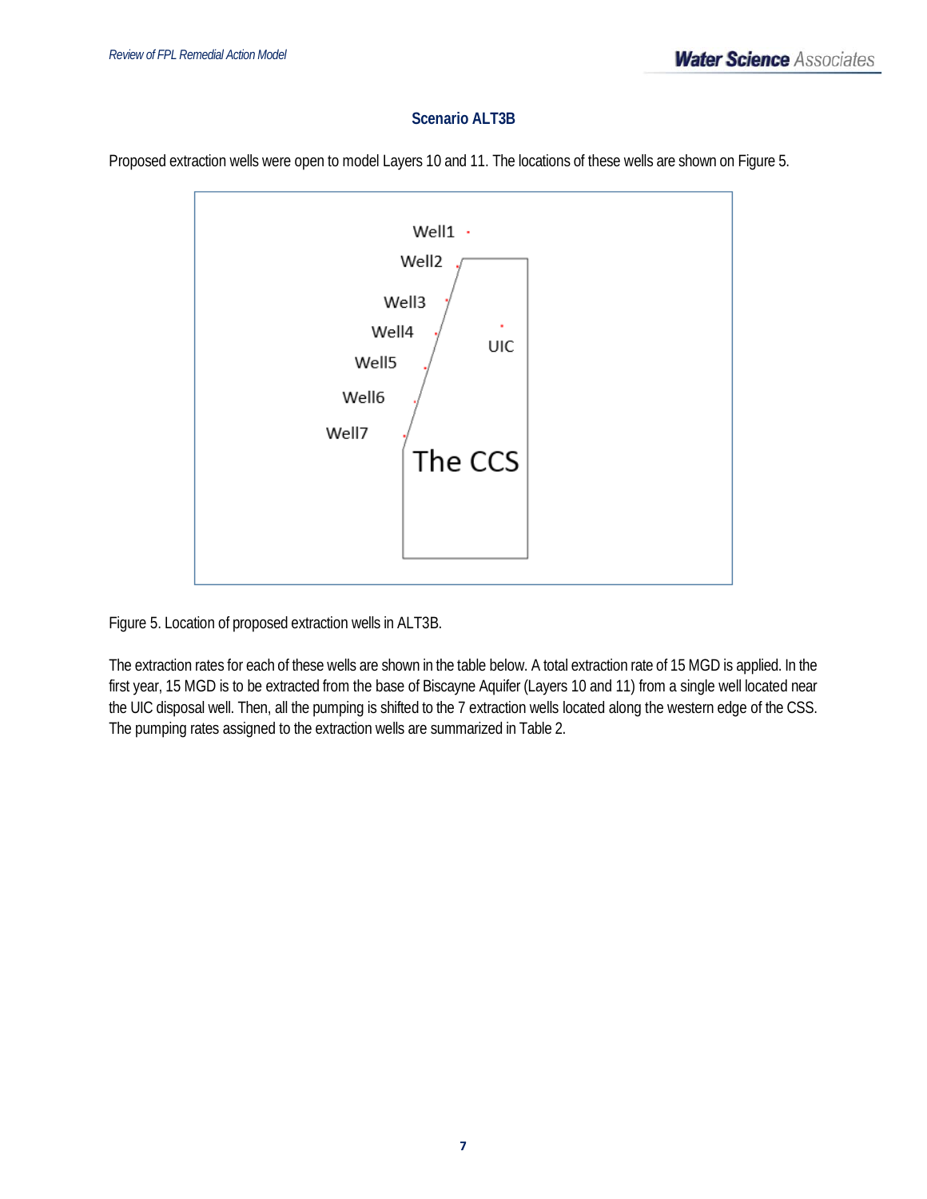### Scenario ALT3B

Proposed extraction wells were open to model Layers 10 and 11. The locations of these wells are shown on Figure 5.

Figure 5. Location of proposed extraction wells in ALT3B.

The extraction rates for each of these wells are shown in the table below. A total extraction rate of 15 MGD is applied. In the first year, 15 MGD is to be extracted from the base of Biscayne Aquifer (Layers 10 and 11) from a single well located near the UIC disposal well. Then, all the pumping is shifted to the 7 extraction wells located along the western edge of the CSS. The pumping rates assigned to the extraction wells are summarized in Table 2.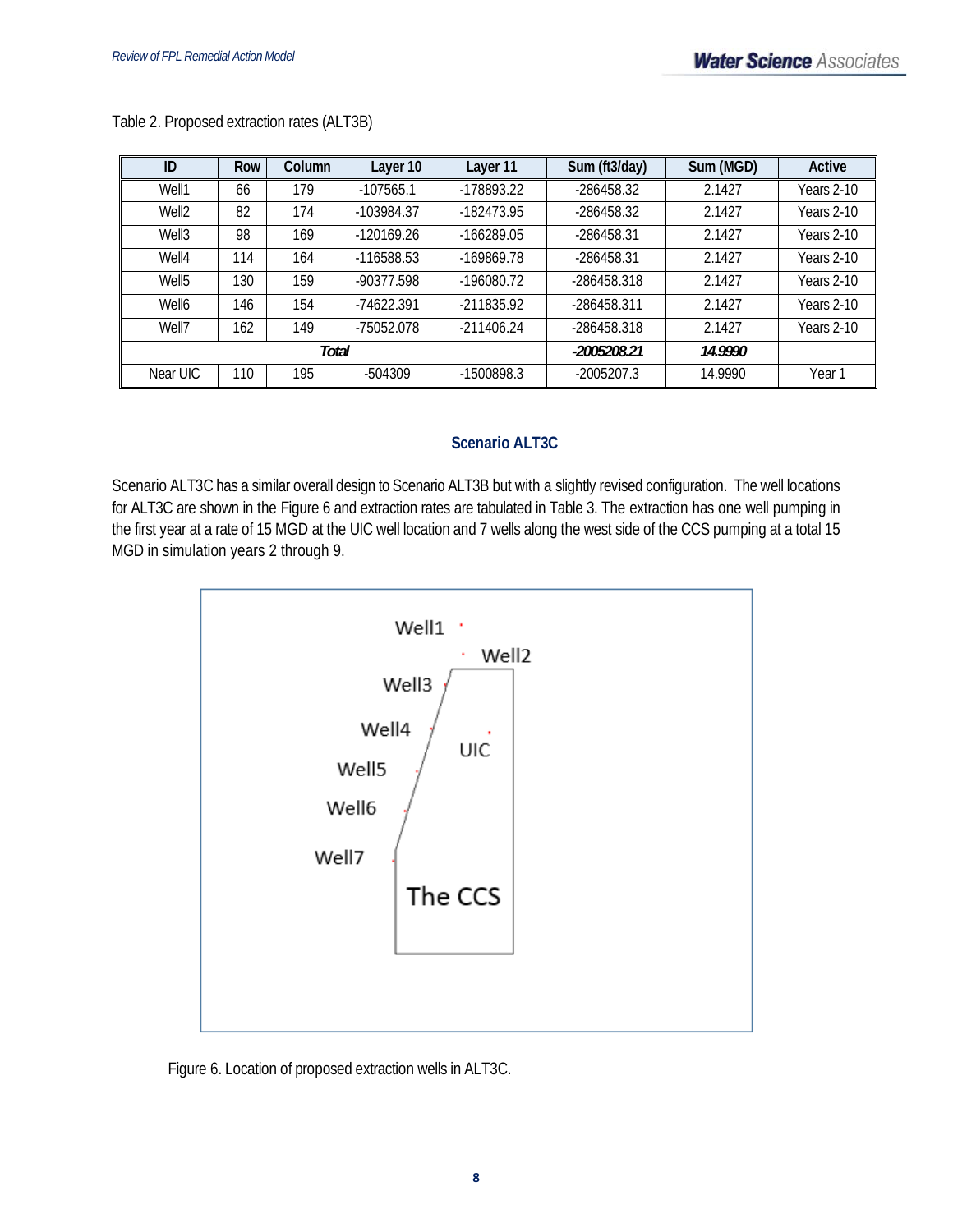Table 2. Proposed extraction rates (ALT3B)

| ID | Row | Column | Layer 10 | Layer 11 | Sum (ft3/day) | Sum (MGD) | Active |
|---|---|---|---|---|---|---|---|
| Well1 | 66 | 179 | -107565.1 | -178893.22 | -286458.32 | 2.1427 | Years 2-10 |
| Well2 | 82 | 174 | -103984.37 | -182473.95 | -286458.32 | 2.1427 | Years 2-10 |
| Well3 | 98 | 169 | -120169.26 | -166289.05 | -286458.31 | 2.1427 | Years 2-10 |
| Well4 | 114 | 164 | -116588.53 | -169869.78 | -286458.31 | 2.1427 | Years 2-10 |
| Well5 | 130 | 159 | -90377.598 | -196080.72 | -286458.318 | 2.1427 | Years 2-10 |
| Well6 | 146 | 154 | -74622.391 | -211835.92 | -286458.311 | 2.1427 | Years 2-10 |
| Well7 | 162 | 149 | -75052.078 | -211406.24 | -286458.318 | 2.1427 | Years 2-10 |
| ***Total*** | | | | | ***-2005208.21*** | ***14.9990*** | |
| Near UIC | 110 | 195 | -504309 | -1500898.3 | -2005207.3 | 14.9990 | Year 1 |

## Scenario ALT3C

Scenario ALT3C has a similar overall design to Scenario ALT3B but with a slightly revised configuration. The well locations for ALT3C are shown in the Figure 6 and extraction rates are tabulated in Table 3. The extraction has one well pumping in the first year at a rate of 15 MGD at the UIC well location and 7 wells along the west side of the CCS pumping at a total 15 MGD in simulation years 2 through 9.

Figure 6. Location of proposed extraction wells in ALT3C.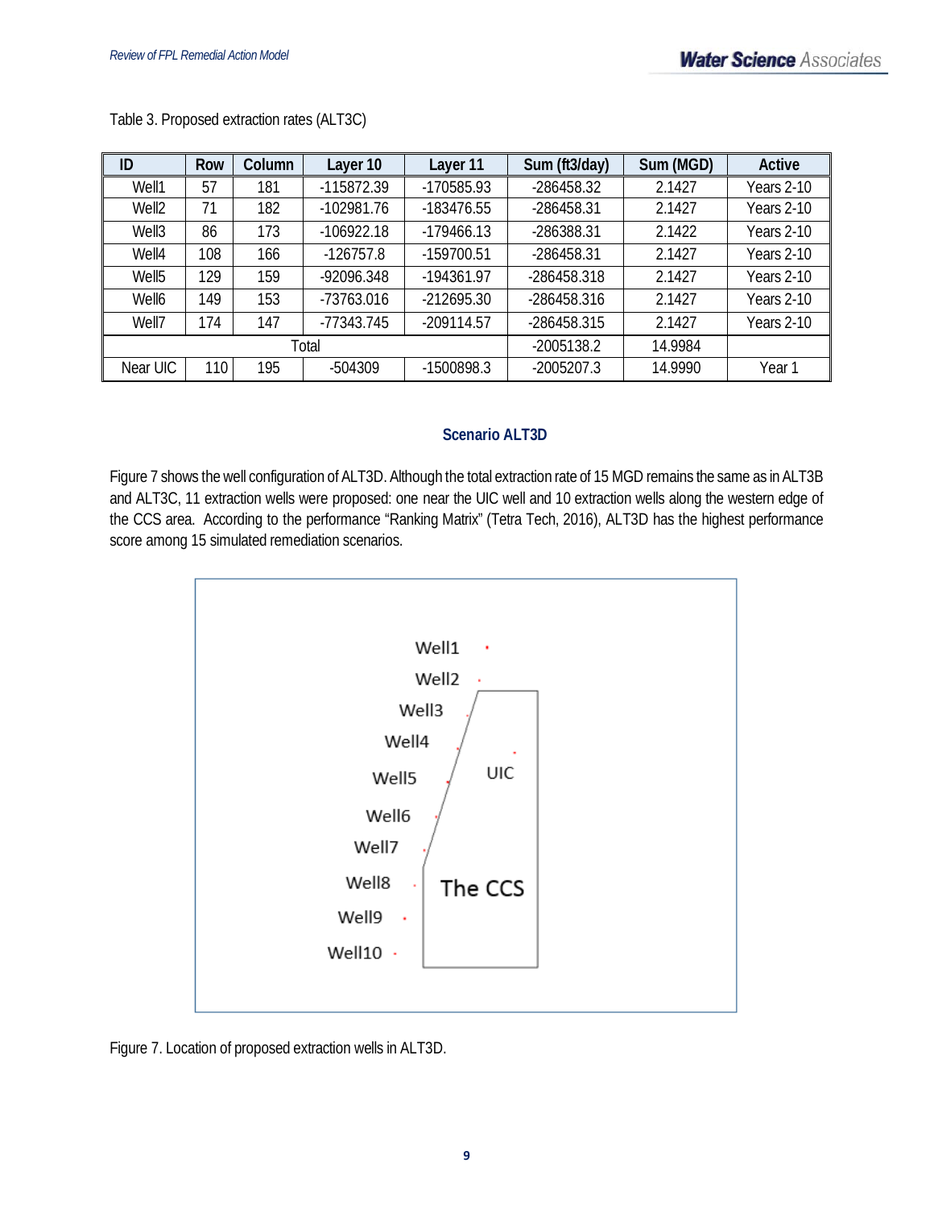Table 3. Proposed extraction rates (ALT3C)

| ID | Row | Column | Layer 10 | Layer 11 | Sum (ft3/day) | Sum (MGD) | Active |
|---|---|---|---|---|---|---|---|
| Well1 | 57 | 181 | -115872.39 | -170585.93 | -286458.32 | 2.1427 | Years 2-10 |
| Well2 | 71 | 182 | -102981.76 | -183476.55 | -286458.31 | 2.1427 | Years 2-10 |
| Well3 | 86 | 173 | -106922.18 | -179466.13 | -286388.31 | 2.1422 | Years 2-10 |
| Well4 | 108 | 166 | -126757.8 | -159700.51 | -286458.31 | 2.1427 | Years 2-10 |
| Well5 | 129 | 159 | -92096.348 | -194361.97 | -286458.318 | 2.1427 | Years 2-10 |
| Well6 | 149 | 153 | -73763.016 | -212695.30 | -286458.316 | 2.1427 | Years 2-10 |
| Well7 | 174 | 147 | -77343.745 | -209114.57 | -286458.315 | 2.1427 | Years 2-10 |
| Total | | | | | -2005138.2 | 14.9984 | |
| Near UIC | 110 | 195 | -504309 | -1500898.3 | -2005207.3 | 14.9990 | Year 1 |

### Scenario ALT3D

Figure 7 shows the well configuration of ALT3D. Although the total extraction rate of 15 MGD remains the same as in ALT3B and ALT3C, 11 extraction wells were proposed: one near the UIC well and 10 extraction wells along the western edge of the CCS area. According to the performance "Ranking Matrix" (Tetra Tech, 2016), ALT3D has the highest performance score among 15 simulated remediation scenarios.

Figure 7. Location of proposed extraction wells in ALT3D.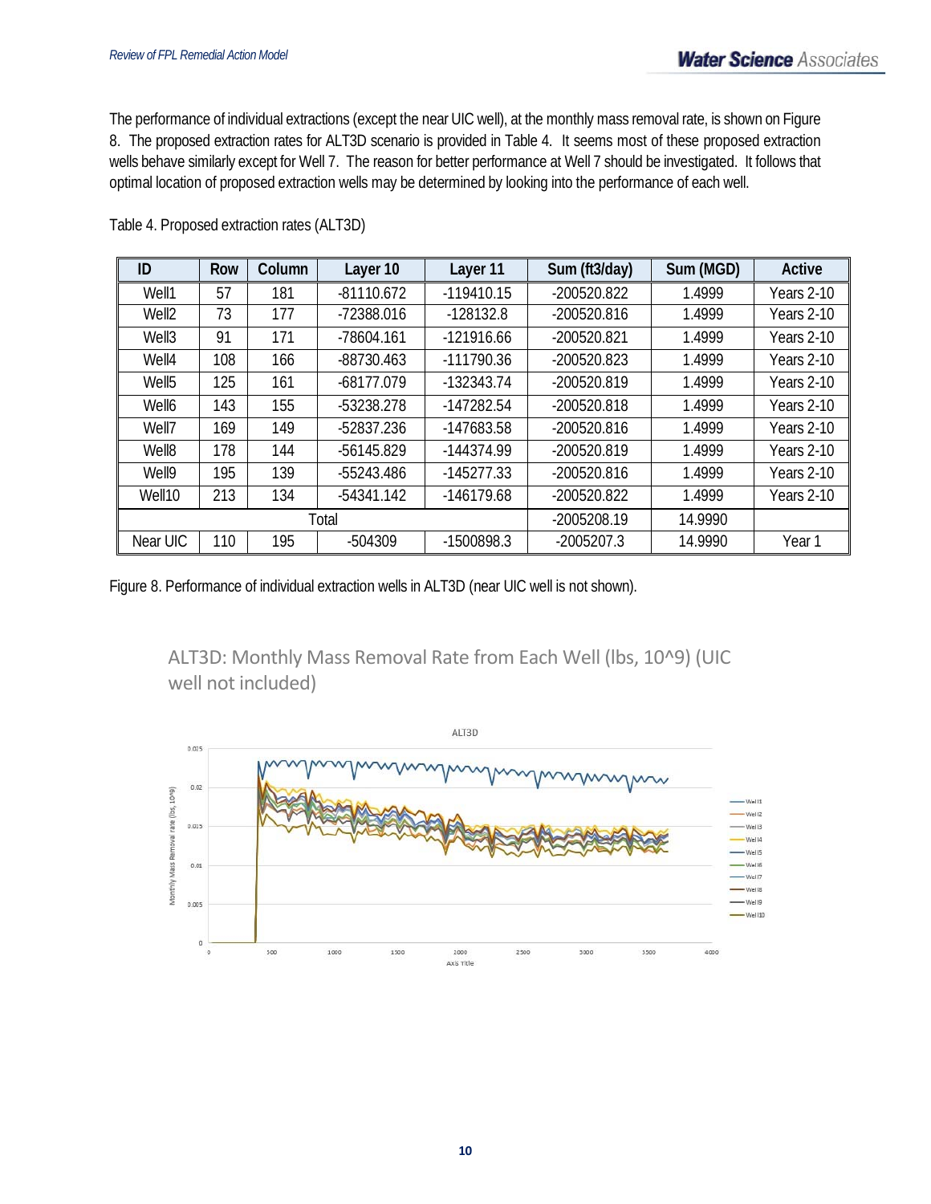The performance of individual extractions (except the near UIC well), at the monthly mass removal rate, is shown on Figure 8. The proposed extraction rates for ALT3D scenario is provided in Table 4. It seems most of these proposed extraction wells behave similarly except for Well 7. The reason for better performance at Well 7 should be investigated. It follows that optimal location of proposed extraction wells may be determined by looking into the performance of each well.

Table 4. Proposed extraction rates (ALT3D)

| ID | Row | Column | Layer 10 | Layer 11 | Sum (ft3/day) | Sum (MGD) | Active |
|---|---|---|---|---|---|---|---|
| Well1 | 57 | 181 | -81110.672 | -119410.15 | -200520.822 | 1.4999 | Years 2-10 |
| Well2 | 73 | 177 | -72388.016 | -128132.8 | -200520.816 | 1.4999 | Years 2-10 |
| Well3 | 91 | 171 | -78604.161 | -121916.66 | -200520.821 | 1.4999 | Years 2-10 |
| Well4 | 108 | 166 | -88730.463 | -111790.36 | -200520.823 | 1.4999 | Years 2-10 |
| Well5 | 125 | 161 | -68177.079 | -132343.74 | -200520.819 | 1.4999 | Years 2-10 |
| Well6 | 143 | 155 | -53238.278 | -147282.54 | -200520.818 | 1.4999 | Years 2-10 |
| Well7 | 169 | 149 | -52837.236 | -147683.58 | -200520.816 | 1.4999 | Years 2-10 |
| Well8 | 178 | 144 | -56145.829 | -144374.99 | -200520.819 | 1.4999 | Years 2-10 |
| Well9 | 195 | 139 | -55243.486 | -145277.33 | -200520.816 | 1.4999 | Years 2-10 |
| Well10 | 213 | 134 | -54341.142 | -146179.68 | -200520.822 | 1.4999 | Years 2-10 |
| Total | | | | | -2005208.19 | 14.9990 | |
| Near UIC | 110 | 195 | -504309 | -1500898.3 | -2005207.3 | 14.9990 | Year 1 |

Figure 8. Performance of individual extraction wells in ALT3D (near UIC well is not shown).

ALT3D: Monthly Mass Removal Rate from Each Well (lbs, 10^9) (UIC well not included)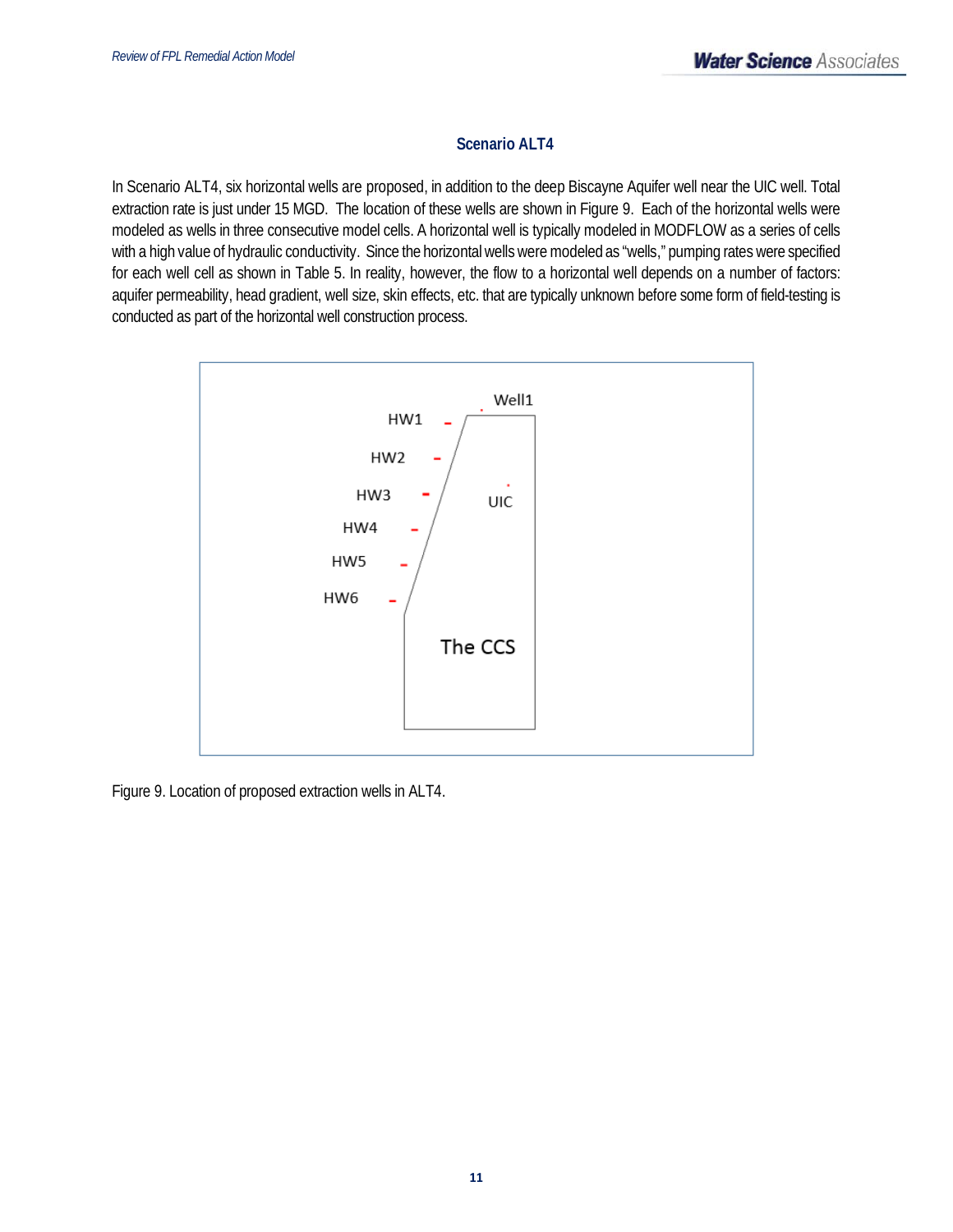### Scenario ALT4

In Scenario ALT4, six horizontal wells are proposed, in addition to the deep Biscayne Aquifer well near the UIC well. Total extraction rate is just under 15 MGD. The location of these wells are shown in Figure 9. Each of the horizontal wells were modeled as wells in three consecutive model cells. A horizontal well is typically modeled in MODFLOW as a series of cells with a high value of hydraulic conductivity. Since the horizontal wells were modeled as "wells," pumping rates were specified for each well cell as shown in Table 5. In reality, however, the flow to a horizontal well depends on a number of factors: aquifer permeability, head gradient, well size, skin effects, etc. that are typically unknown before some form of field-testing is conducted as part of the horizontal well construction process.

Figure 9. Location of proposed extraction wells in ALT4.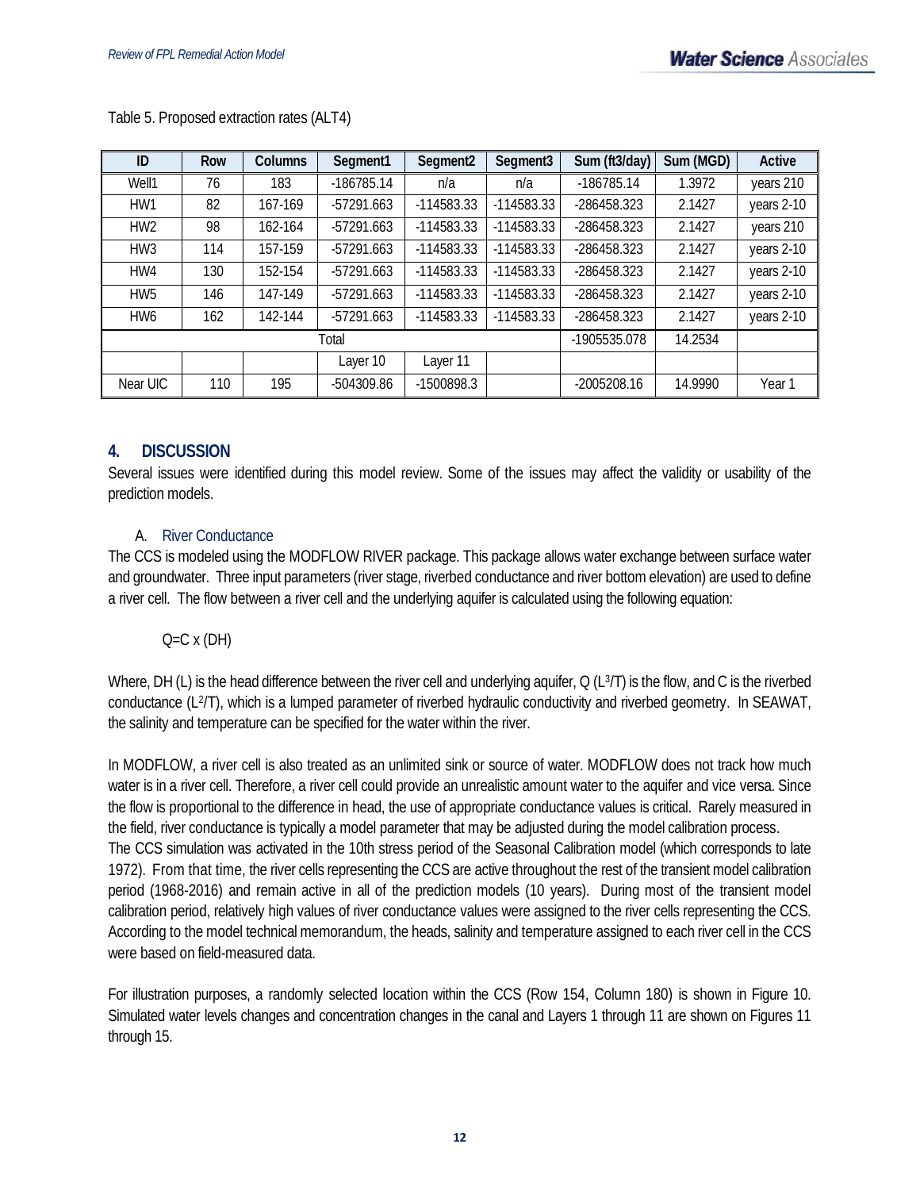Table 5. Proposed extraction rates (ALT4)

| ID | Row | Columns | Segment1 | Segment2 | Segment3 | Sum (ft3/day) | Sum (MGD) | Active |
|---|---|---|---|---|---|---|---|---|
| Well1 | 76 | 183 | -186785.14 | n/a | n/a | -186785.14 | 1.3972 | years 210 |
| HW1 | 82 | 167-169 | -57291.663 | -114583.33 | -114583.33 | -286458.323 | 2.1427 | years 2-10 |
| HW2 | 98 | 162-164 | -57291.663 | -114583.33 | -114583.33 | -286458.323 | 2.1427 | years 210 |
| HW3 | 114 | 157-159 | -57291.663 | -114583.33 | -114583.33 | -286458.323 | 2.1427 | years 2-10 |
| HW4 | 130 | 152-154 | -57291.663 | -114583.33 | -114583.33 | -286458.323 | 2.1427 | years 2-10 |
| HW5 | 146 | 147-149 | -57291.663 | -114583.33 | -114583.33 | -286458.323 | 2.1427 | years 2-10 |
| HW6 | 162 | 142-144 | -57291.663 | -114583.33 | -114583.33 | -286458.323 | 2.1427 | years 2-10 |
| Total | | | | | | -1905535.078 | 14.2534 | |
| | | | Layer 10 | Layer 11 | | | | |
| Near UIC | 110 | 195 | -504309.86 | -1500898.3 | | -2005208.16 | 14.9990 | Year 1 |

## 4. DISCUSSION

Several issues were identified during this model review. Some of the issues may affect the validity or usability of the prediction models.

### A. River Conductance

The CCS is modeled using the MODFLOW RIVER package. This package allows water exchange between surface water and groundwater. Three input parameters (river stage, riverbed conductance and river bottom elevation) are used to define a river cell. The flow between a river cell and the underlying aquifer is calculated using the following equation:

$$Q=C \times (DH)$$

Where, DH (L) is the head difference between the river cell and underlying aquifer, Q ($L^3/T$) is the flow, and C is the riverbed conductance ($L^2/T$), which is a lumped parameter of riverbed hydraulic conductivity and riverbed geometry. In SEAWAT, the salinity and temperature can be specified for the water within the river.

In MODFLOW, a river cell is also treated as an unlimited sink or source of water. MODFLOW does not track how much water is in a river cell. Therefore, a river cell could provide an unrealistic amount water to the aquifer and vice versa. Since the flow is proportional to the difference in head, the use of appropriate conductance values is critical. Rarely measured in the field, river conductance is typically a model parameter that may be adjusted during the model calibration process.

The CCS simulation was activated in the 10th stress period of the Seasonal Calibration model (which corresponds to late 1972). From that time, the river cells representing the CCS are active throughout the rest of the transient model calibration period (1968-2016) and remain active in all of the prediction models (10 years). During most of the transient model calibration period, relatively high values of river conductance values were assigned to the river cells representing the CCS. According to the model technical memorandum, the heads, salinity and temperature assigned to each river cell in the CCS were based on field-measured data.

For illustration purposes, a randomly selected location within the CCS (Row 154, Column 180) is shown in Figure 10. Simulated water levels changes and concentration changes in the canal and Layers 1 through 11 are shown on Figures 11 through 15.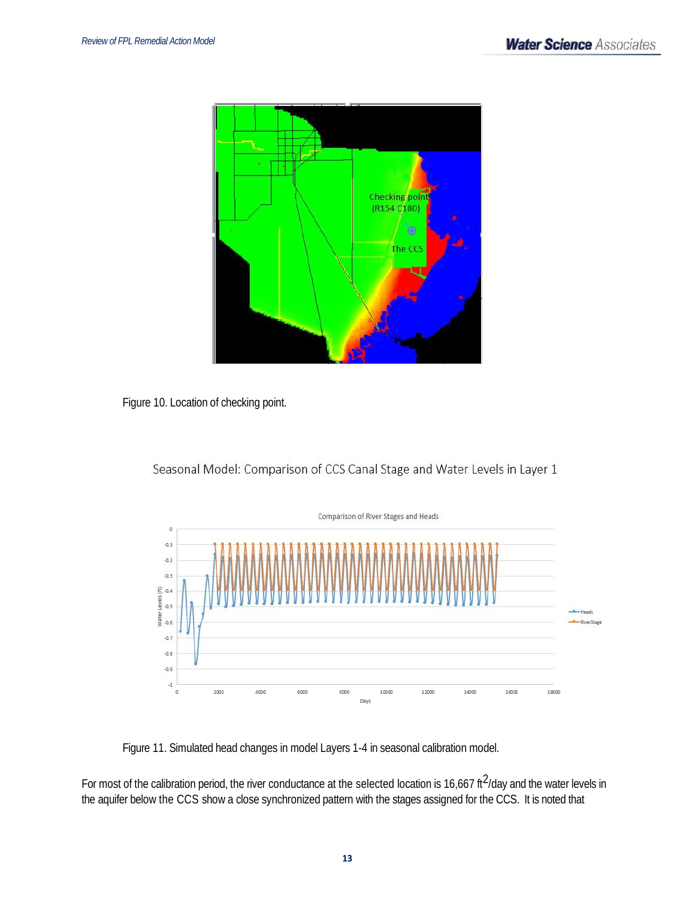Figure 10. Location of checking point.

Seasonal Model: Comparison of CCS Canal Stage and Water Levels in Layer 1

Figure 11. Simulated head changes in model Layers 1-4 in seasonal calibration model.

For most of the calibration period, the river conductance at the selected location is 16,667 $ft^2$/day and the water levels in the aquifer below the CCS show a close synchronized pattern with the stages assigned for the CCS. It is noted that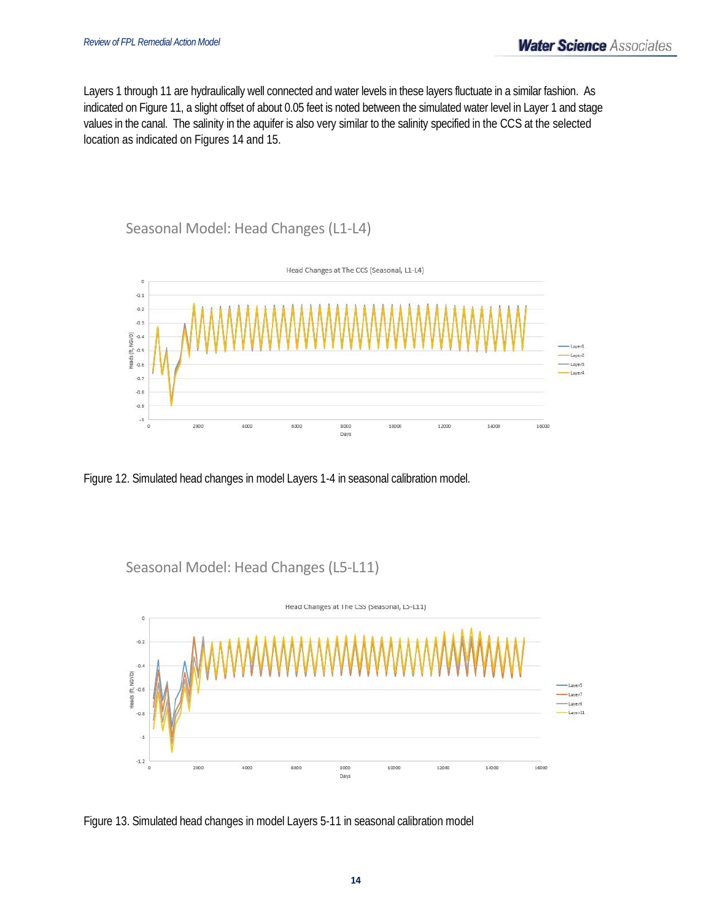Layers 1 through 11 are hydraulically well connected and water levels in these layers fluctuate in a similar fashion. As indicated on Figure 11, a slight offset of about 0.05 feet is noted between the simulated water level in Layer 1 and stage values in the canal. The salinity in the aquifer is also very similar to the salinity specified in the CCS at the selected location as indicated on Figures 14 and 15.

Seasonal Model: Head Changes (L1-L4)

Figure 12. Simulated head changes in model Layers 1-4 in seasonal calibration model.

Seasonal Model: Head Changes (L5-L11)

Figure 13. Simulated head changes in model Layers 5-11 in seasonal calibration model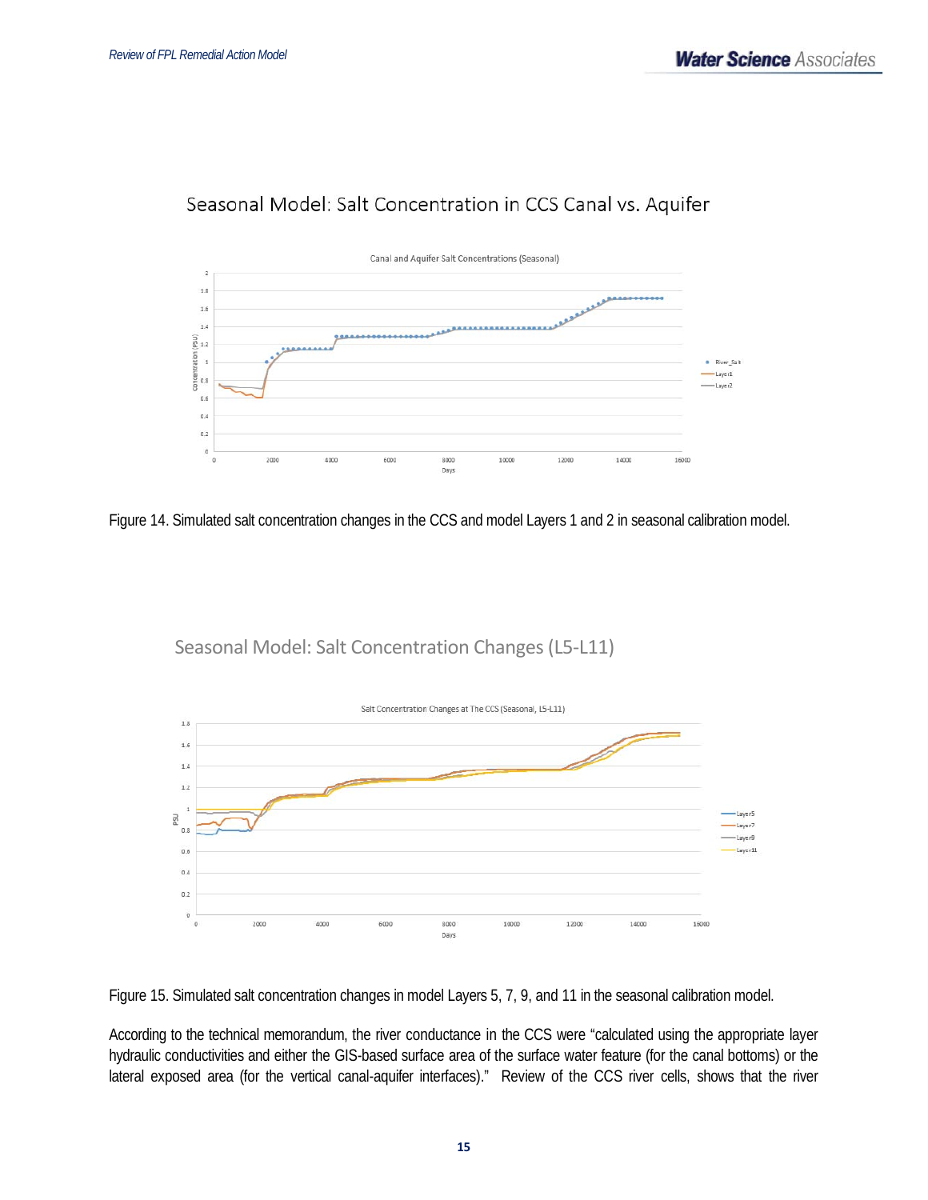Seasonal Model: Salt Concentration in CCS Canal vs. Aquifer

Figure 14. Simulated salt concentration changes in the CCS and model Layers 1 and 2 in seasonal calibration model.

Seasonal Model: Salt Concentration Changes (L5-L11)

Figure 15. Simulated salt concentration changes in model Layers 5, 7, 9, and 11 in the seasonal calibration model.

According to the technical memorandum, the river conductance in the CCS were "calculated using the appropriate layer hydraulic conductivities and either the GIS-based surface area of the surface water feature (for the canal bottoms) or the lateral exposed area (for the vertical canal-aquifer interfaces)." Review of the CCS river cells, shows that the river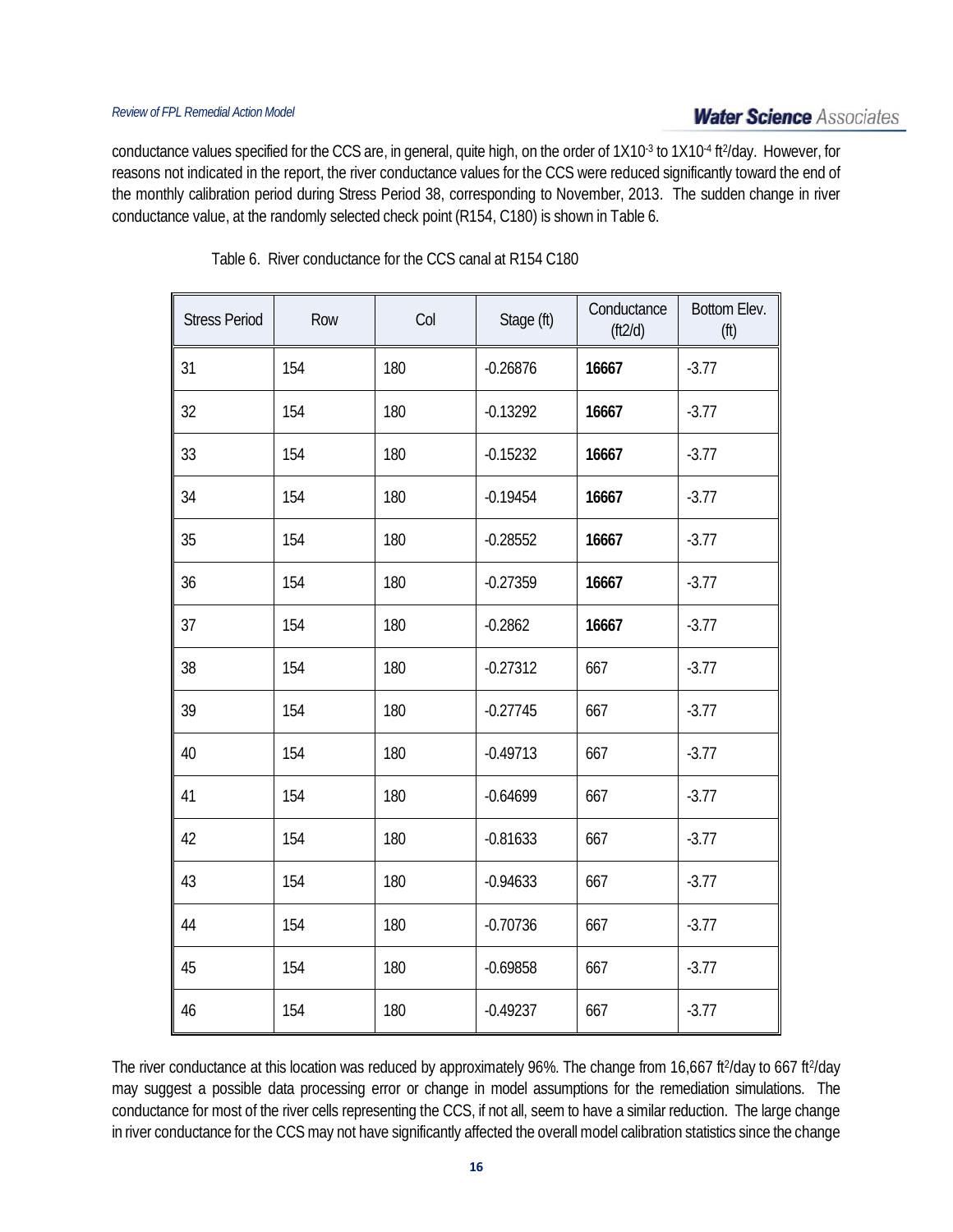conductance values specified for the CCS are, in general, quite high, on the order of $1X10^{-3}$ to $1X10^{-4}$ $ft^2$/day. However, for reasons not indicated in the report, the river conductance values for the CCS were reduced significantly toward the end of the monthly calibration period during Stress Period 38, corresponding to November, 2013. The sudden change in river conductance value, at the randomly selected check point (R154, C180) is shown in Table 6.

Table 6. River conductance for the CCS canal at R154 C180

| Stress Period | Row | Col | Stage (ft) | Conductance (ft2/d) | Bottom Elev. (ft) |
|---|---|---|---|---|---|
| 31 | 154 | 180 | -0.26876 | **16667** | -3.77 |
| 32 | 154 | 180 | -0.13292 | **16667** | -3.77 |
| 33 | 154 | 180 | -0.15232 | **16667** | -3.77 |
| 34 | 154 | 180 | -0.19454 | **16667** | -3.77 |
| 35 | 154 | 180 | -0.28552 | **16667** | -3.77 |
| 36 | 154 | 180 | -0.27359 | **16667** | -3.77 |
| 37 | 154 | 180 | -0.2862 | **16667** | -3.77 |
| 38 | 154 | 180 | -0.27312 | 667 | -3.77 |
| 39 | 154 | 180 | -0.27745 | 667 | -3.77 |
| 40 | 154 | 180 | -0.49713 | 667 | -3.77 |
| 41 | 154 | 180 | -0.64699 | 667 | -3.77 |
| 42 | 154 | 180 | -0.81633 | 667 | -3.77 |
| 43 | 154 | 180 | -0.94633 | 667 | -3.77 |
| 44 | 154 | 180 | -0.70736 | 667 | -3.77 |
| 45 | 154 | 180 | -0.69858 | 667 | -3.77 |
| 46 | 154 | 180 | -0.49237 | 667 | -3.77 |

The river conductance at this location was reduced by approximately 96%. The change from 16,667 $ft^2$/day to 667 $ft^2$/day may suggest a possible data processing error or change in model assumptions for the remediation simulations. The conductance for most of the river cells representing the CCS, if not all, seem to have a similar reduction. The large change in river conductance for the CCS may not have significantly affected the overall model calibration statistics since the change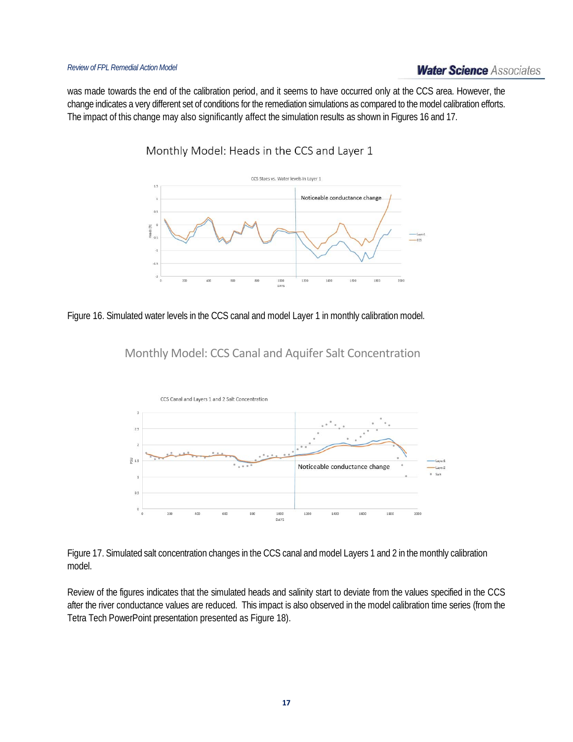was made towards the end of the calibration period, and it seems to have occurred only at the CCS area. However, the change indicates a very different set of conditions for the remediation simulations as compared to the model calibration efforts. The impact of this change may also significantly affect the simulation results as shown in Figures 16 and 17.

Monthly Model: Heads in the CCS and Layer 1

Figure 16. Simulated water levels in the CCS canal and model Layer 1 in monthly calibration model.

Monthly Model: CCS Canal and Aquifer Salt Concentration

Figure 17. Simulated salt concentration changes in the CCS canal and model Layers 1 and 2 in the monthly calibration model.

Review of the figures indicates that the simulated heads and salinity start to deviate from the values specified in the CCS after the river conductance values are reduced. This impact is also observed in the model calibration time series (from the Tetra Tech PowerPoint presentation presented as Figure 18).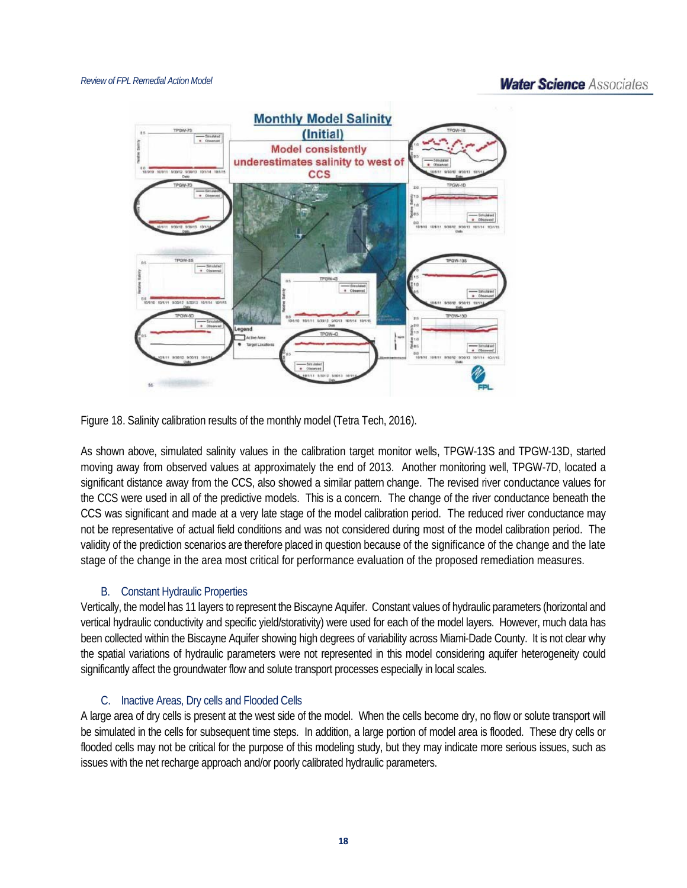Figure 18. Salinity calibration results of the monthly model (Tetra Tech, 2016).

As shown above, simulated salinity values in the calibration target monitor wells, TPGW-13S and TPGW-13D, started moving away from observed values at approximately the end of 2013. Another monitoring well, TPGW-7D, located a significant distance away from the CCS, also showed a similar pattern change. The revised river conductance values for the CCS were used in all of the predictive models. This is a concern. The change of the river conductance beneath the CCS was significant and made at a very late stage of the model calibration period. The reduced river conductance may not be representative of actual field conditions and was not considered during most of the model calibration period. The validity of the prediction scenarios are therefore placed in question because of the significance of the change and the late stage of the change in the area most critical for performance evaluation of the proposed remediation measures.

### B. Constant Hydraulic Properties

Vertically, the model has 11 layers to represent the Biscayne Aquifer. Constant values of hydraulic parameters (horizontal and vertical hydraulic conductivity and specific yield/storativity) were used for each of the model layers. However, much data has been collected within the Biscayne Aquifer showing high degrees of variability across Miami-Dade County. It is not clear why the spatial variations of hydraulic parameters were not represented in this model considering aquifer heterogeneity could significantly affect the groundwater flow and solute transport processes especially in local scales.

### C. Inactive Areas, Dry cells and Flooded Cells

A large area of dry cells is present at the west side of the model. When the cells become dry, no flow or solute transport will be simulated in the cells for subsequent time steps. In addition, a large portion of model area is flooded. These dry cells or flooded cells may not be critical for the purpose of this modeling study, but they may indicate more serious issues, such as issues with the net recharge approach and/or poorly calibrated hydraulic parameters.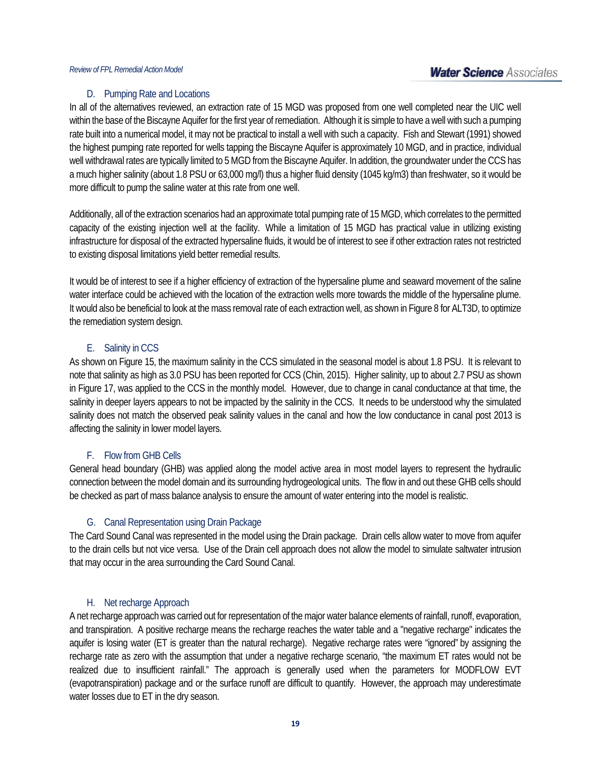### D. Pumping Rate and Locations

In all of the alternatives reviewed, an extraction rate of 15 MGD was proposed from one well completed near the UIC well within the base of the Biscayne Aquifer for the first year of remediation. Although it is simple to have a well with such a pumping rate built into a numerical model, it may not be practical to install a well with such a capacity. Fish and Stewart (1991) showed the highest pumping rate reported for wells tapping the Biscayne Aquifer is approximately 10 MGD, and in practice, individual well withdrawal rates are typically limited to 5 MGD from the Biscayne Aquifer. In addition, the groundwater under the CCS has a much higher salinity (about 1.8 PSU or 63,000 mg/l) thus a higher fluid density (1045 kg/m3) than freshwater, so it would be more difficult to pump the saline water at this rate from one well.

Additionally, all of the extraction scenarios had an approximate total pumping rate of 15 MGD, which correlates to the permitted capacity of the existing injection well at the facility. While a limitation of 15 MGD has practical value in utilizing existing infrastructure for disposal of the extracted hypersaline fluids, it would be of interest to see if other extraction rates not restricted to existing disposal limitations yield better remedial results.

It would be of interest to see if a higher efficiency of extraction of the hypersaline plume and seaward movement of the saline water interface could be achieved with the location of the extraction wells more towards the middle of the hypersaline plume. It would also be beneficial to look at the mass removal rate of each extraction well, as shown in Figure 8 for ALT3D, to optimize the remediation system design.

### E. Salinity in CCS

As shown on Figure 15, the maximum salinity in the CCS simulated in the seasonal model is about 1.8 PSU. It is relevant to note that salinity as high as 3.0 PSU has been reported for CCS (Chin, 2015). Higher salinity, up to about 2.7 PSU as shown in Figure 17, was applied to the CCS in the monthly model. However, due to change in canal conductance at that time, the salinity in deeper layers appears to not be impacted by the salinity in the CCS. It needs to be understood why the simulated salinity does not match the observed peak salinity values in the canal and how the low conductance in canal post 2013 is affecting the salinity in lower model layers.

### F. Flow from GHB Cells

General head boundary (GHB) was applied along the model active area in most model layers to represent the hydraulic connection between the model domain and its surrounding hydrogeological units. The flow in and out these GHB cells should be checked as part of mass balance analysis to ensure the amount of water entering into the model is realistic.

### G. Canal Representation using Drain Package

The Card Sound Canal was represented in the model using the Drain package. Drain cells allow water to move from aquifer to the drain cells but not vice versa. Use of the Drain cell approach does not allow the model to simulate saltwater intrusion that may occur in the area surrounding the Card Sound Canal.

### H. Net recharge Approach

A net recharge approach was carried out for representation of the major water balance elements of rainfall, runoff, evaporation, and transpiration. A positive recharge means the recharge reaches the water table and a "negative recharge" indicates the aquifer is losing water (ET is greater than the natural recharge). Negative recharge rates were "ignored" by assigning the recharge rate as zero with the assumption that under a negative recharge scenario, "the maximum ET rates would not be realized due to insufficient rainfall." The approach is generally used when the parameters for MODFLOW EVT (evapotranspiration) package and or the surface runoff are difficult to quantify. However, the approach may underestimate water losses due to ET in the dry season.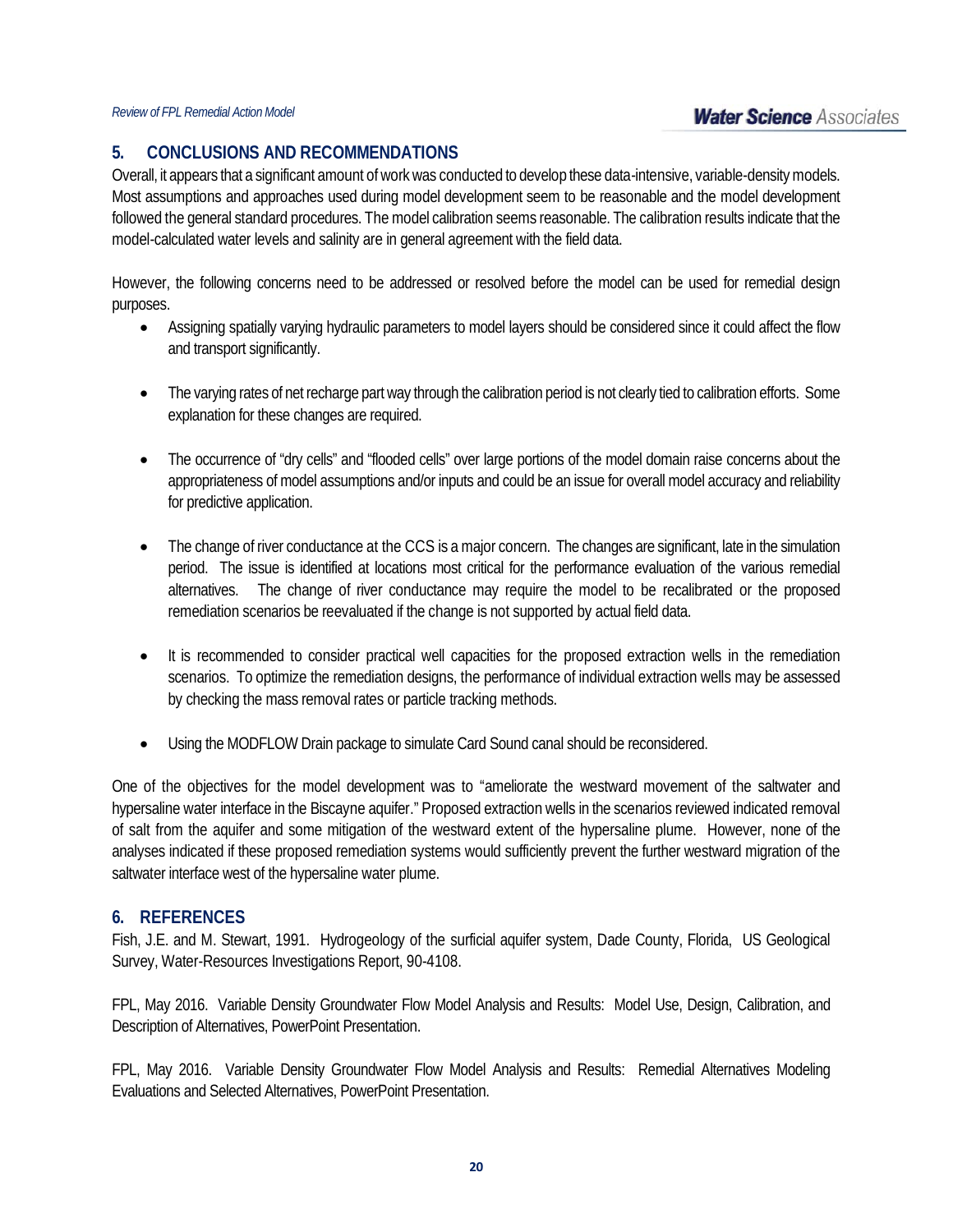## 5. CONCLUSIONS AND RECOMMENDATIONS

Overall, it appears that a significant amount of work was conducted to develop these data-intensive, variable-density models. Most assumptions and approaches used during model development seem to be reasonable and the model development followed the general standard procedures. The model calibration seems reasonable. The calibration results indicate that the model-calculated water levels and salinity are in general agreement with the field data.

However, the following concerns need to be addressed or resolved before the model can be used for remedial design purposes.

- Assigning spatially varying hydraulic parameters to model layers should be considered since it could affect the flow and transport significantly.
- The varying rates of net recharge part way through the calibration period is not clearly tied to calibration efforts. Some explanation for these changes are required.
- The occurrence of "dry cells" and "flooded cells" over large portions of the model domain raise concerns about the appropriateness of model assumptions and/or inputs and could be an issue for overall model accuracy and reliability for predictive application.
- The change of river conductance at the CCS is a major concern. The changes are significant, late in the simulation period. The issue is identified at locations most critical for the performance evaluation of the various remedial alternatives. The change of river conductance may require the model to be recalibrated or the proposed remediation scenarios be reevaluated if the change is not supported by actual field data.
- It is recommended to consider practical well capacities for the proposed extraction wells in the remediation scenarios. To optimize the remediation designs, the performance of individual extraction wells may be assessed by checking the mass removal rates or particle tracking methods.
- Using the MODFLOW Drain package to simulate Card Sound canal should be reconsidered.

One of the objectives for the model development was to "ameliorate the westward movement of the saltwater and hypersaline water interface in the Biscayne aquifer." Proposed extraction wells in the scenarios reviewed indicated removal of salt from the aquifer and some mitigation of the westward extent of the hypersaline plume. However, none of the analyses indicated if these proposed remediation systems would sufficiently prevent the further westward migration of the saltwater interface west of the hypersaline water plume.

## 6. REFERENCES

Fish, J.E. and M. Stewart, 1991. Hydrogeology of the surficial aquifer system, Dade County, Florida, US Geological Survey, Water-Resources Investigations Report, 90-4108.

FPL, May 2016. Variable Density Groundwater Flow Model Analysis and Results: Model Use, Design, Calibration, and Description of Alternatives, PowerPoint Presentation.

FPL, May 2016. Variable Density Groundwater Flow Model Analysis and Results: Remedial Alternatives Modeling Evaluations and Selected Alternatives, PowerPoint Presentation.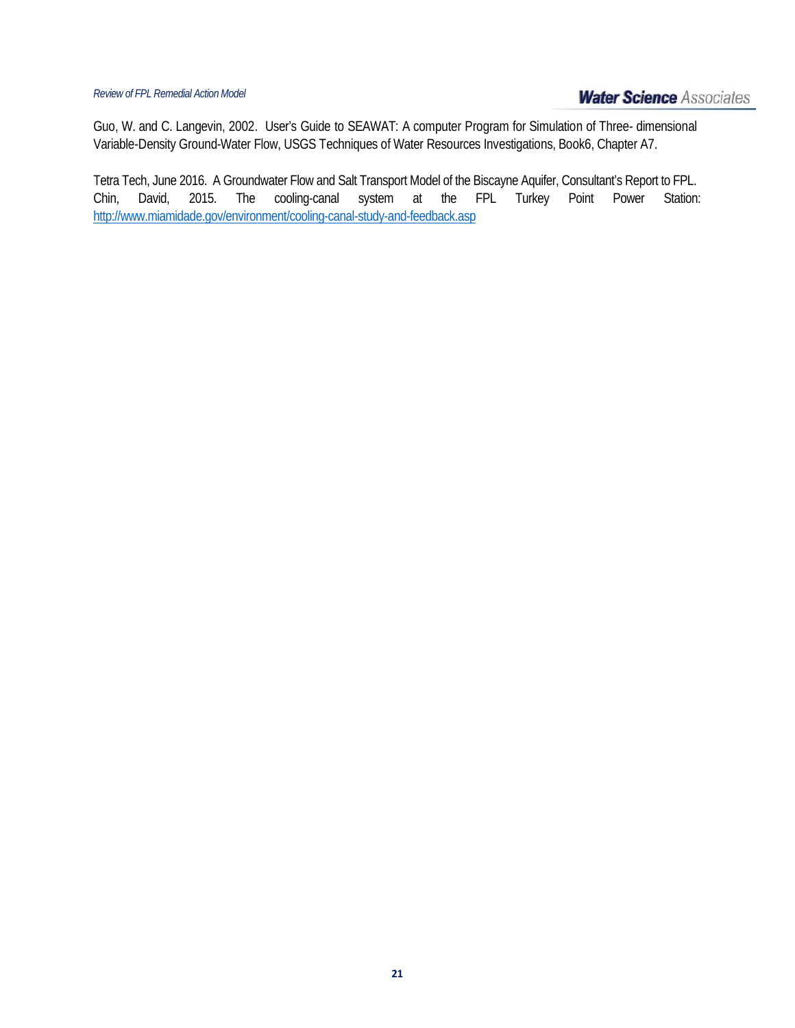Guo, W. and C. Langevin, 2002. User's Guide to SEAWAT: A computer Program for Simulation of Three- dimensional Variable-Density Ground-Water Flow, USGS Techniques of Water Resources Investigations, Book6, Chapter A7.

Tetra Tech, June 2016. A Groundwater Flow and Salt Transport Model of the Biscayne Aquifer, Consultant's Report to FPL.
Chin, David, 2015. The cooling-canal system at the FPL Turkey Point Power Station: http://www.miamidade.gov/environment/cooling-canal-study-and-feedback.asp